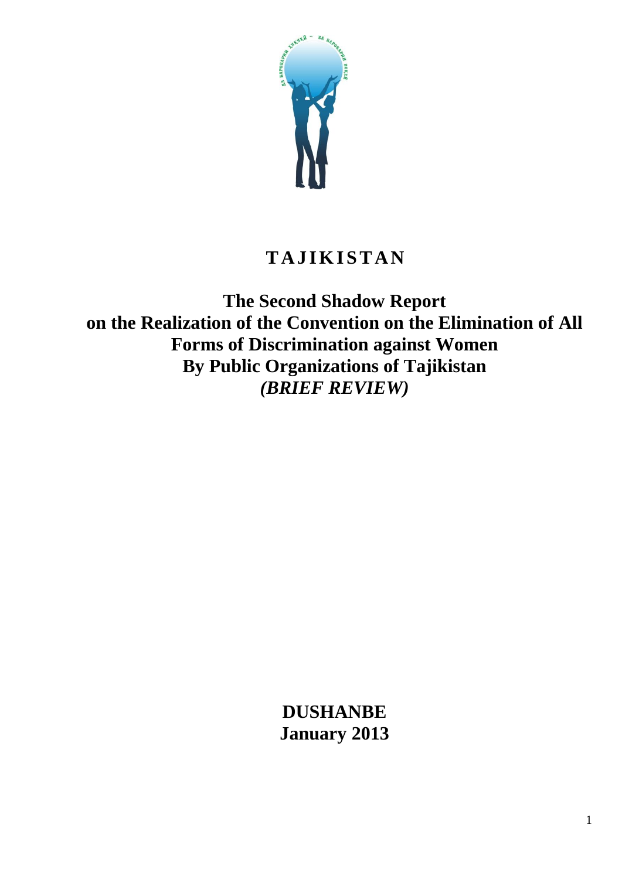# TAJIKISTAN

## The Second Shadow Report on the Realization of the Convention on the Elimination of All Forms of Discrimination against Women By Public Organizations of Tajikistan

***(BRIEF REVIEW)***

**DUSHANBE**
**January 2013**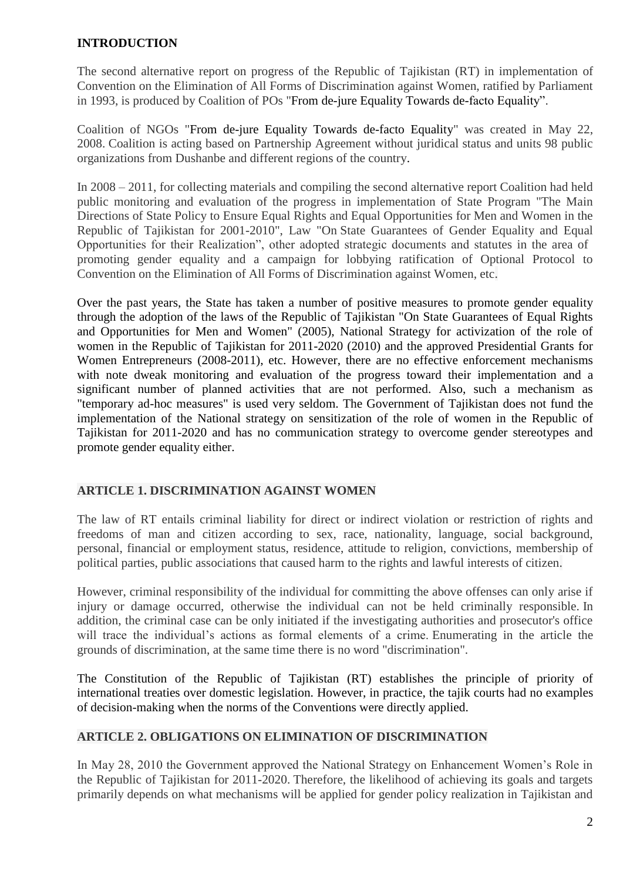## INTRODUCTION

The second alternative report on progress of the Republic of Tajikistan (RT) in implementation of Convention on the Elimination of All Forms of Discrimination against Women, ratified by Parliament in 1993, is produced by Coalition of POs "From de-jure Equality Towards de-facto Equality".

Coalition of NGOs "From de-jure Equality Towards de-facto Equality" was created in May 22, 2008. Coalition is acting based on Partnership Agreement without juridical status and units 98 public organizations from Dushanbe and different regions of the country.

In 2008 – 2011, for collecting materials and compiling the second alternative report Coalition had held public monitoring and evaluation of the progress in implementation of State Program "The Main Directions of State Policy to Ensure Equal Rights and Equal Opportunities for Men and Women in the Republic of Tajikistan for 2001-2010", Law "On State Guarantees of Gender Equality and Equal Opportunities for their Realization", other adopted strategic documents and statutes in the area of promoting gender equality and a campaign for lobbying ratification of Optional Protocol to Convention on the Elimination of All Forms of Discrimination against Women, etc.

Over the past years, the State has taken a number of positive measures to promote gender equality through the adoption of the laws of the Republic of Tajikistan "On State Guarantees of Equal Rights and Opportunities for Men and Women" (2005), National Strategy for activization of the role of women in the Republic of Tajikistan for 2011-2020 (2010) and the approved Presidential Grants for Women Entrepreneurs (2008-2011), etc. However, there are no effective enforcement mechanisms with note dweak monitoring and evaluation of the progress toward their implementation and a significant number of planned activities that are not performed. Also, such a mechanism as "temporary ad-hoc measures" is used very seldom. The Government of Tajikistan does not fund the implementation of the National strategy on sensitization of the role of women in the Republic of Tajikistan for 2011-2020 and has no communication strategy to overcome gender stereotypes and promote gender equality either.

## ARTICLE 1. DISCRIMINATION AGAINST WOMEN

The law of RT entails criminal liability for direct or indirect violation or restriction of rights and freedoms of man and citizen according to sex, race, nationality, language, social background, personal, financial or employment status, residence, attitude to religion, convictions, membership of political parties, public associations that caused harm to the rights and lawful interests of citizen.

However, criminal responsibility of the individual for committing the above offenses can only arise if injury or damage occurred, otherwise the individual can not be held criminally responsible. In addition, the criminal case can be only initiated if the investigating authorities and prosecutor's office will trace the individual's actions as formal elements of a crime. Enumerating in the article the grounds of discrimination, at the same time there is no word "discrimination".

The Constitution of the Republic of Tajikistan (RT) establishes the principle of priority of international treaties over domestic legislation. However, in practice, the tajik courts had no examples of decision-making when the norms of the Conventions were directly applied.

## ARTICLE 2. OBLIGATIONS ON ELIMINATION OF DISCRIMINATION

In May 28, 2010 the Government approved the National Strategy on Enhancement Women's Role in the Republic of Tajikistan for 2011-2020. Therefore, the likelihood of achieving its goals and targets primarily depends on what mechanisms will be applied for gender policy realization in Tajikistan and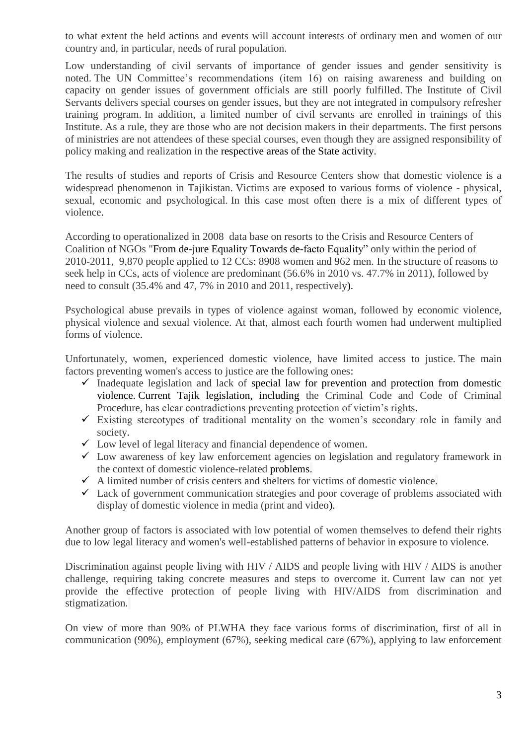to what extent the held actions and events will account interests of ordinary men and women of our country and, in particular, needs of rural population.

Low understanding of civil servants of importance of gender issues and gender sensitivity is noted. The UN Committee's recommendations (item 16) on raising awareness and building on capacity on gender issues of government officials are still poorly fulfilled. The Institute of Civil Servants delivers special courses on gender issues, but they are not integrated in compulsory refresher training program. In addition, a limited number of civil servants are enrolled in trainings of this Institute. As a rule, they are those who are not decision makers in their departments. The first persons of ministries are not attendees of these special courses, even though they are assigned responsibility of policy making and realization in the respective areas of the State activity.

The results of studies and reports of Crisis and Resource Centers show that domestic violence is a widespread phenomenon in Tajikistan. Victims are exposed to various forms of violence - physical, sexual, economic and psychological. In this case most often there is a mix of different types of violence.

According to operationalized in 2008 data base on resorts to the Crisis and Resource Centers of Coalition of NGOs "From de-jure Equality Towards de-facto Equality" only within the period of 2010-2011, 9,870 people applied to 12 CCs: 8908 women and 962 men. In the structure of reasons to seek help in CCs, acts of violence are predominant (56.6% in 2010 vs. 47.7% in 2011), followed by need to consult (35.4% and 47, 7% in 2010 and 2011, respectively).

Psychological abuse prevails in types of violence against woman, followed by economic violence, physical violence and sexual violence. At that, almost each fourth women had underwent multiplied forms of violence.

Unfortunately, women, experienced domestic violence, have limited access to justice. The main factors preventing women's access to justice are the following ones:

- ✓ Inadequate legislation and lack of special law for prevention and protection from domestic violence. Current Tajik legislation, including the Criminal Code and Code of Criminal Procedure, has clear contradictions preventing protection of victim's rights.
- ✓ Existing stereotypes of traditional mentality on the women's secondary role in family and society.
- ✓ Low level of legal literacy and financial dependence of women.
- ✓ Low awareness of key law enforcement agencies on legislation and regulatory framework in the context of domestic violence-related problems.
- ✓ A limited number of crisis centers and shelters for victims of domestic violence.
- ✓ Lack of government communication strategies and poor coverage of problems associated with display of domestic violence in media (print and video).

Another group of factors is associated with low potential of women themselves to defend their rights due to low legal literacy and women's well-established patterns of behavior in exposure to violence.

Discrimination against people living with HIV / AIDS and people living with HIV / AIDS is another challenge, requiring taking concrete measures and steps to overcome it. Current law can not yet provide the effective protection of people living with HIV/AIDS from discrimination and stigmatization.

On view of more than 90% of PLWHA they face various forms of discrimination, first of all in communication (90%), employment (67%), seeking medical care (67%), applying to law enforcement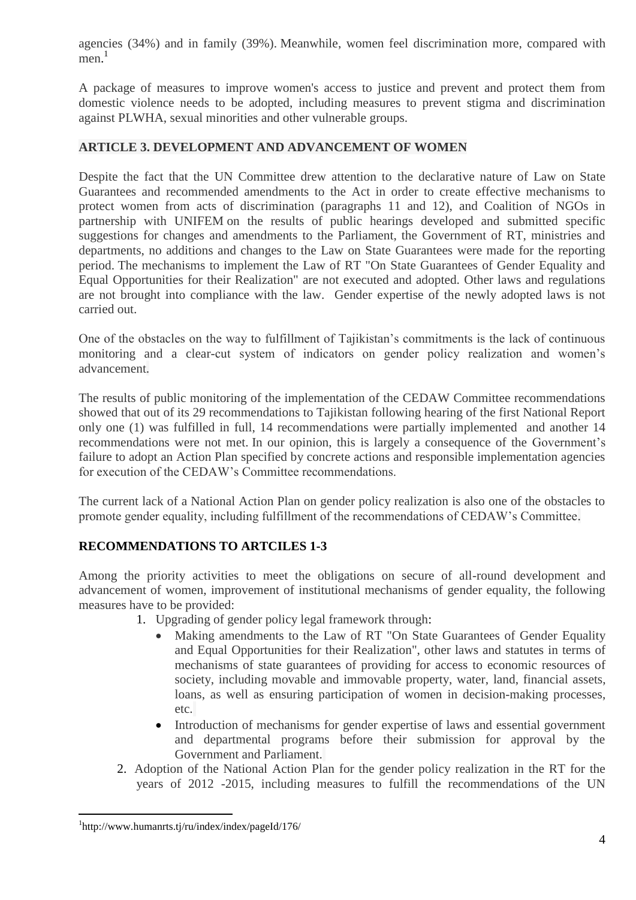agencies (34%) and in family (39%). Meanwhile, women feel discrimination more, compared with men.[1]

A package of measures to improve women's access to justice and prevent and protect them from domestic violence needs to be adopted, including measures to prevent stigma and discrimination against PLWHA, sexual minorities and other vulnerable groups.

## ARTICLE 3. DEVELOPMENT AND ADVANCEMENT OF WOMEN

Despite the fact that the UN Committee drew attention to the declarative nature of Law on State Guarantees and recommended amendments to the Act in order to create effective mechanisms to protect women from acts of discrimination (paragraphs 11 and 12), and Coalition of NGOs in partnership with UNIFEM on the results of public hearings developed and submitted specific suggestions for changes and amendments to the Parliament, the Government of RT, ministries and departments, no additions and changes to the Law on State Guarantees were made for the reporting period. The mechanisms to implement the Law of RT "On State Guarantees of Gender Equality and Equal Opportunities for their Realization" are not executed and adopted. Other laws and regulations are not brought into compliance with the law. Gender expertise of the newly adopted laws is not carried out.

One of the obstacles on the way to fulfillment of Tajikistan's commitments is the lack of continuous monitoring and a clear-cut system of indicators on gender policy realization and women's advancement.

The results of public monitoring of the implementation of the CEDAW Committee recommendations showed that out of its 29 recommendations to Tajikistan following hearing of the first National Report only one (1) was fulfilled in full, 14 recommendations were partially implemented and another 14 recommendations were not met. In our opinion, this is largely a consequence of the Government's failure to adopt an Action Plan specified by concrete actions and responsible implementation agencies for execution of the CEDAW's Committee recommendations.

The current lack of a National Action Plan on gender policy realization is also one of the obstacles to promote gender equality, including fulfillment of the recommendations of CEDAW's Committee.

## RECOMMENDATIONS TO ARTCILES 1-3

Among the priority activities to meet the obligations on secure of all-round development and advancement of women, improvement of institutional mechanisms of gender equality, the following measures have to be provided:

1. Upgrading of gender policy legal framework through:
   - Making amendments to the Law of RT "On State Guarantees of Gender Equality and Equal Opportunities for their Realization", other laws and statutes in terms of mechanisms of state guarantees of providing for access to economic resources of society, including movable and immovable property, water, land, financial assets, loans, as well as ensuring participation of women in decision-making processes, etc.
   - Introduction of mechanisms for gender expertise of laws and essential government and departmental programs before their submission for approval by the Government and Parliament.
2. Adoption of the National Action Plan for the gender policy realization in the RT for the years of 2012 -2015, including measures to fulfill the recommendations of the UN

[1] http://www.humanrts.tj/ru/index/index/pageId/176/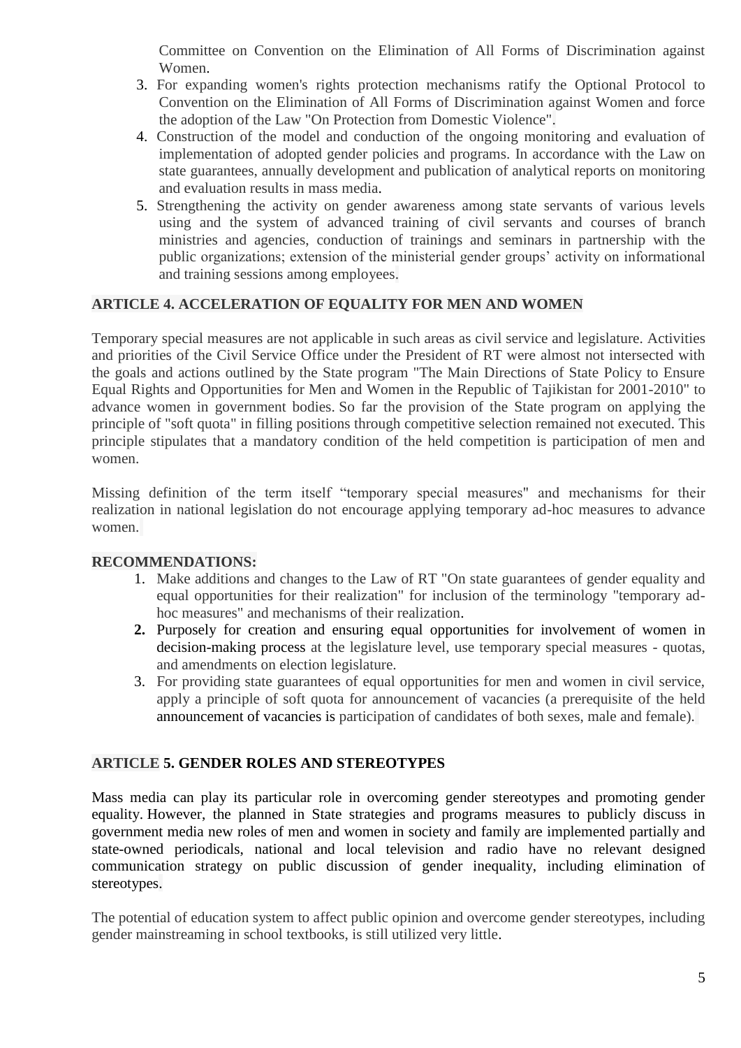Committee on Convention on the Elimination of All Forms of Discrimination against Women.

3. For expanding women's rights protection mechanisms ratify the Optional Protocol to Convention on the Elimination of All Forms of Discrimination against Women and force the adoption of the Law "On Protection from Domestic Violence".
4. Construction of the model and conduction of the ongoing monitoring and evaluation of implementation of adopted gender policies and programs. In accordance with the Law on state guarantees, annually development and publication of analytical reports on monitoring and evaluation results in mass media.
5. Strengthening the activity on gender awareness among state servants of various levels using and the system of advanced training of civil servants and courses of branch ministries and agencies, conduction of trainings and seminars in partnership with the public organizations; extension of the ministerial gender groups' activity on informational and training sessions among employees.

## ARTICLE 4. ACCELERATION OF EQUALITY FOR MEN AND WOMEN

Temporary special measures are not applicable in such areas as civil service and legislature. Activities and priorities of the Civil Service Office under the President of RT were almost not intersected with the goals and actions outlined by the State program "The Main Directions of State Policy to Ensure Equal Rights and Opportunities for Men and Women in the Republic of Tajikistan for 2001-2010" to advance women in government bodies. So far the provision of the State program on applying the principle of "soft quota" in filling positions through competitive selection remained not executed. This principle stipulates that a mandatory condition of the held competition is participation of men and women.

Missing definition of the term itself "temporary special measures" and mechanisms for their realization in national legislation do not encourage applying temporary ad-hoc measures to advance women.

**RECOMMENDATIONS:**

1. Make additions and changes to the Law of RT "On state guarantees of gender equality and equal opportunities for their realization" for inclusion of the terminology "temporary ad-hoc measures" and mechanisms of their realization.
2. Purposely for creation and ensuring equal opportunities for involvement of women in decision-making process at the legislature level, use temporary special measures - quotas, and amendments on election legislature.
3. For providing state guarantees of equal opportunities for men and women in civil service, apply a principle of soft quota for announcement of vacancies (a prerequisite of the held announcement of vacancies is participation of candidates of both sexes, male and female).

## ARTICLE 5. GENDER ROLES AND STEREOTYPES

Mass media can play its particular role in overcoming gender stereotypes and promoting gender equality. However, the planned in State strategies and programs measures to publicly discuss in government media new roles of men and women in society and family are implemented partially and state-owned periodicals, national and local television and radio have no relevant designed communication strategy on public discussion of gender inequality, including elimination of stereotypes.

The potential of education system to affect public opinion and overcome gender stereotypes, including gender mainstreaming in school textbooks, is still utilized very little.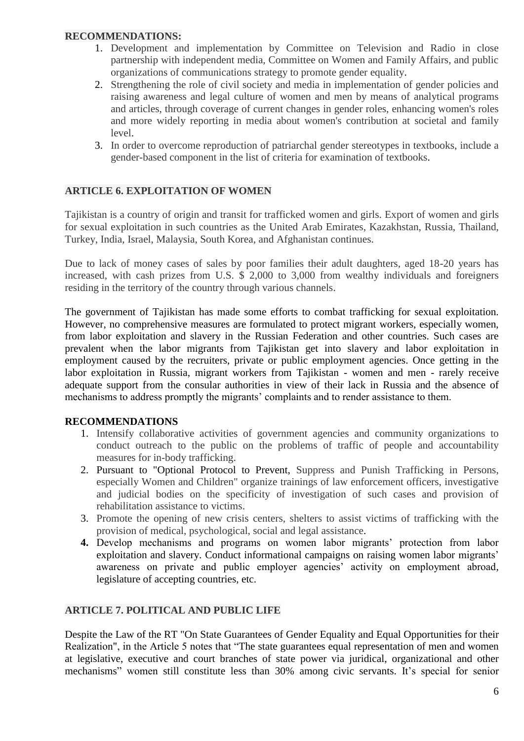**RECOMMENDATIONS:**

1. Development and implementation by Committee on Television and Radio in close partnership with independent media, Committee on Women and Family Affairs, and public organizations of communications strategy to promote gender equality.
2. Strengthening the role of civil society and media in implementation of gender policies and raising awareness and legal culture of women and men by means of analytical programs and articles, through coverage of current changes in gender roles, enhancing women's roles and more widely reporting in media about women's contribution at societal and family level.
3. In order to overcome reproduction of patriarchal gender stereotypes in textbooks, include a gender-based component in the list of criteria for examination of textbooks.

## ARTICLE 6. EXPLOITATION OF WOMEN

Tajikistan is a country of origin and transit for trafficked women and girls. Export of women and girls for sexual exploitation in such countries as the United Arab Emirates, Kazakhstan, Russia, Thailand, Turkey, India, Israel, Malaysia, South Korea, and Afghanistan continues.

Due to lack of money cases of sales by poor families their adult daughters, aged 18-20 years has increased, with cash prizes from U.S. $ 2,000 to 3,000 from wealthy individuals and foreigners residing in the territory of the country through various channels.

The government of Tajikistan has made some efforts to combat trafficking for sexual exploitation. However, no comprehensive measures are formulated to protect migrant workers, especially women, from labor exploitation and slavery in the Russian Federation and other countries. Such cases are prevalent when the labor migrants from Tajikistan get into slavery and labor exploitation in employment caused by the recruiters, private or public employment agencies. Once getting in the labor exploitation in Russia, migrant workers from Tajikistan - women and men - rarely receive adequate support from the consular authorities in view of their lack in Russia and the absence of mechanisms to address promptly the migrants' complaints and to render assistance to them.

**RECOMMENDATIONS**

1. Intensify collaborative activities of government agencies and community organizations to conduct outreach to the public on the problems of traffic of people and accountability measures for in-body trafficking.
2. Pursuant to "Optional Protocol to Prevent, Suppress and Punish Trafficking in Persons, especially Women and Children" organize trainings of law enforcement officers, investigative and judicial bodies on the specificity of investigation of such cases and provision of rehabilitation assistance to victims.
3. Promote the opening of new crisis centers, shelters to assist victims of trafficking with the provision of medical, psychological, social and legal assistance.
4. Develop mechanisms and programs on women labor migrants' protection from labor exploitation and slavery. Conduct informational campaigns on raising women labor migrants' awareness on private and public employer agencies' activity on employment abroad, legislature of accepting countries, etc.

## ARTICLE 7. POLITICAL AND PUBLIC LIFE

Despite the Law of the RT "On State Guarantees of Gender Equality and Equal Opportunities for their Realization", in the Article 5 notes that "The state guarantees equal representation of men and women at legislative, executive and court branches of state power via juridical, organizational and other mechanisms" women still constitute less than 30% among civic servants. It's special for senior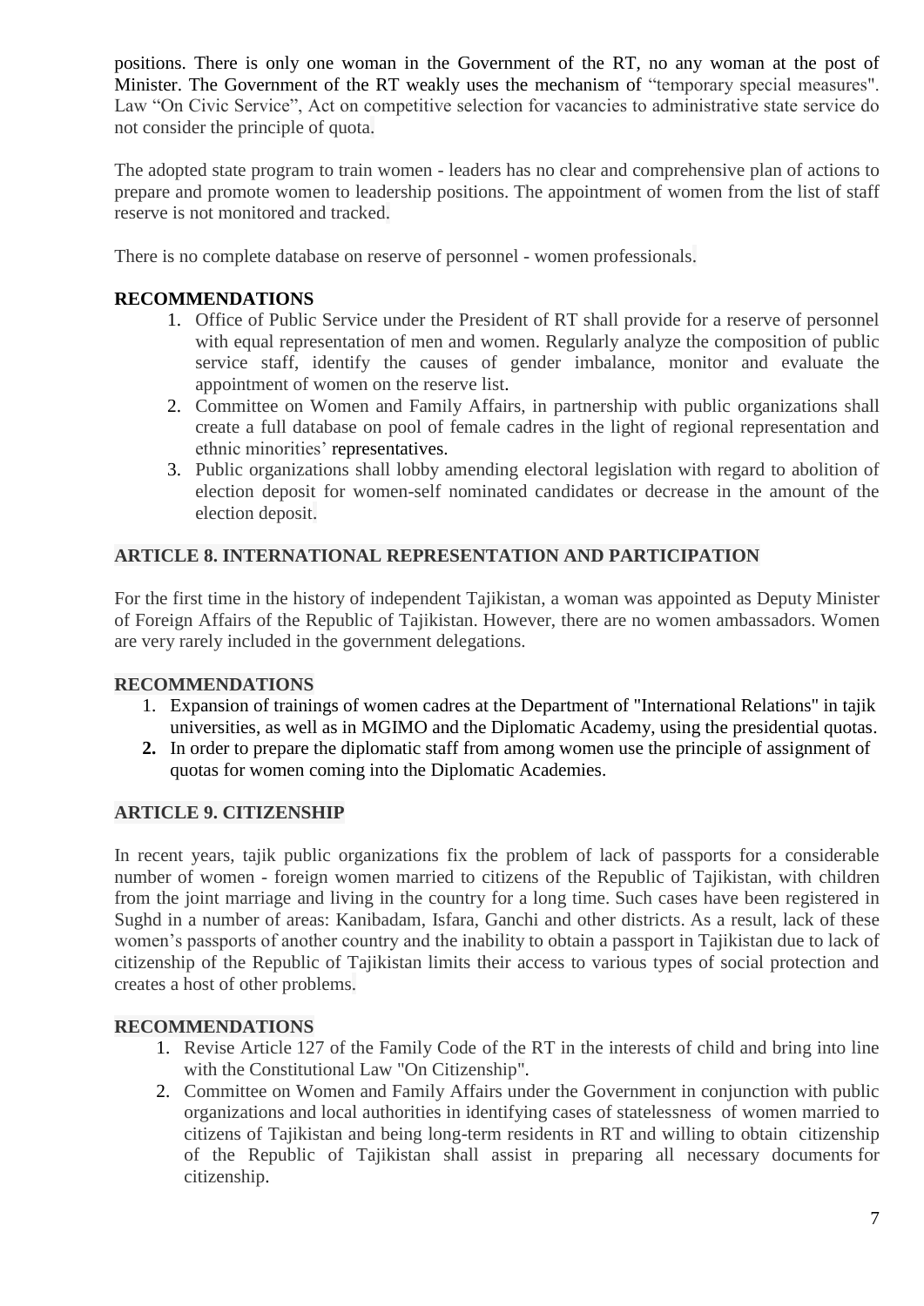positions. There is only one woman in the Government of the RT, no any woman at the post of Minister. The Government of the RT weakly uses the mechanism of "temporary special measures". Law "On Civic Service", Act on competitive selection for vacancies to administrative state service do not consider the principle of quota.

The adopted state program to train women - leaders has no clear and comprehensive plan of actions to prepare and promote women to leadership positions. The appointment of women from the list of staff reserve is not monitored and tracked.

There is no complete database on reserve of personnel - women professionals.

**RECOMMENDATIONS**

1. Office of Public Service under the President of RT shall provide for a reserve of personnel with equal representation of men and women. Regularly analyze the composition of public service staff, identify the causes of gender imbalance, monitor and evaluate the appointment of women on the reserve list.
2. Committee on Women and Family Affairs, in partnership with public organizations shall create a full database on pool of female cadres in the light of regional representation and ethnic minorities' representatives.
3. Public organizations shall lobby amending electoral legislation with regard to abolition of election deposit for women-self nominated candidates or decrease in the amount of the election deposit.

**ARTICLE 8. INTERNATIONAL REPRESENTATION AND PARTICIPATION**

For the first time in the history of independent Tajikistan, a woman was appointed as Deputy Minister of Foreign Affairs of the Republic of Tajikistan. However, there are no women ambassadors. Women are very rarely included in the government delegations.

**RECOMMENDATIONS**

1. Expansion of trainings of women cadres at the Department of "International Relations" in tajik universities, as well as in MGIMO and the Diplomatic Academy, using the presidential quotas.
2. In order to prepare the diplomatic staff from among women use the principle of assignment of quotas for women coming into the Diplomatic Academies.

**ARTICLE 9. CITIZENSHIP**

In recent years, tajik public organizations fix the problem of lack of passports for a considerable number of women - foreign women married to citizens of the Republic of Tajikistan, with children from the joint marriage and living in the country for a long time. Such cases have been registered in Sughd in a number of areas: Kanibadam, Isfara, Ganchi and other districts. As a result, lack of these women's passports of another country and the inability to obtain a passport in Tajikistan due to lack of citizenship of the Republic of Tajikistan limits their access to various types of social protection and creates a host of other problems.

**RECOMMENDATIONS**

1. Revise Article 127 of the Family Code of the RT in the interests of child and bring into line with the Constitutional Law "On Citizenship".
2. Committee on Women and Family Affairs under the Government in conjunction with public organizations and local authorities in identifying cases of statelessness of women married to citizens of Tajikistan and being long-term residents in RT and willing to obtain citizenship of the Republic of Tajikistan shall assist in preparing all necessary documents for citizenship.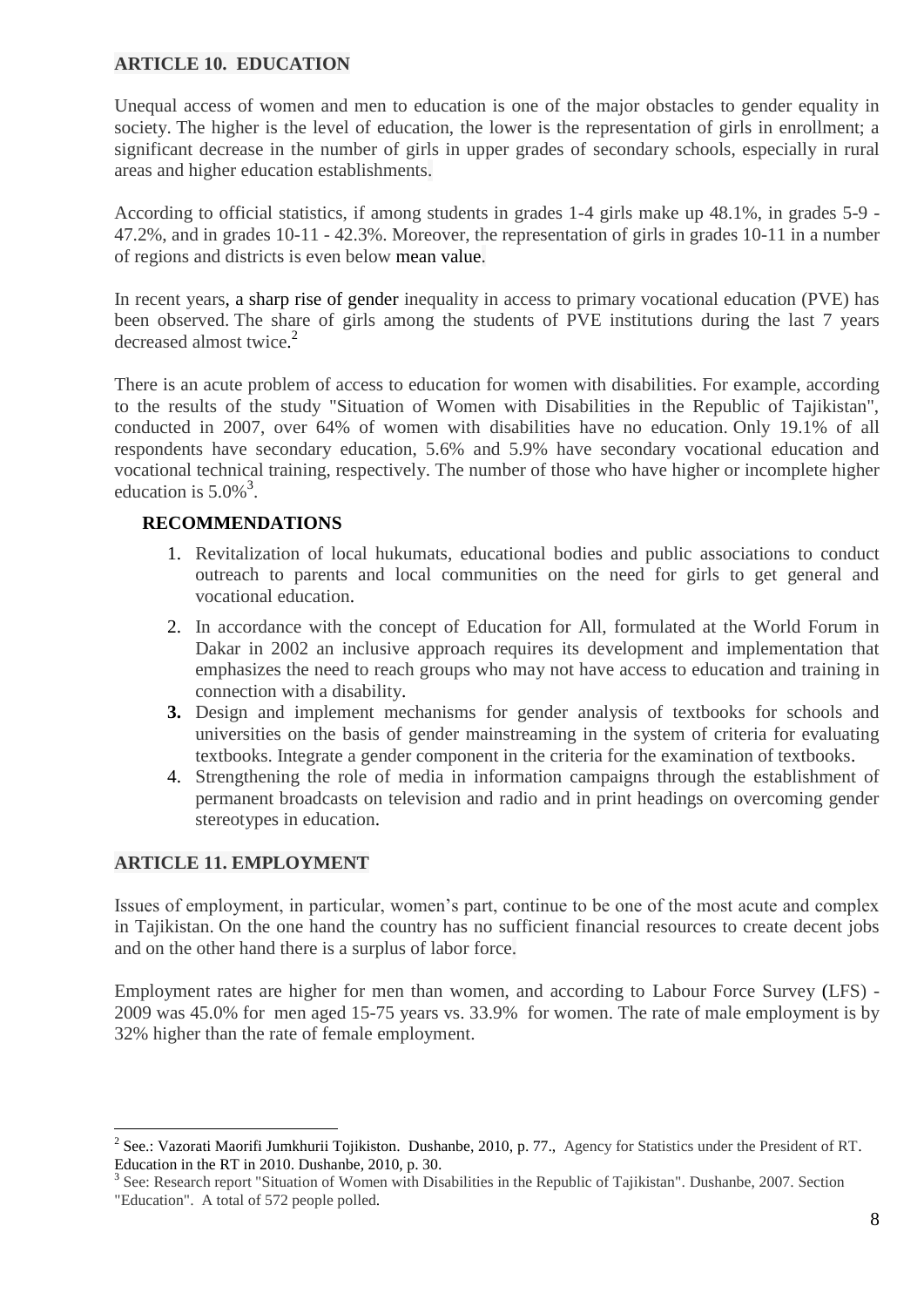## ARTICLE 10. EDUCATION

Unequal access of women and men to education is one of the major obstacles to gender equality in society. The higher is the level of education, the lower is the representation of girls in enrollment; a significant decrease in the number of girls in upper grades of secondary schools, especially in rural areas and higher education establishments.

According to official statistics, if among students in grades 1-4 girls make up 48.1%, in grades 5-9 - 47.2%, and in grades 10-11 - 42.3%. Moreover, the representation of girls in grades 10-11 in a number of regions and districts is even below mean value.

In recent years, a sharp rise of gender inequality in access to primary vocational education (PVE) has been observed. The share of girls among the students of PVE institutions during the last 7 years decreased almost twice.[2]

There is an acute problem of access to education for women with disabilities. For example, according to the results of the study "Situation of Women with Disabilities in the Republic of Tajikistan", conducted in 2007, over 64% of women with disabilities have no education. Only 19.1% of all respondents have secondary education, 5.6% and 5.9% have secondary vocational education and vocational technical training, respectively. The number of those who have higher or incomplete higher education is 5.0%[3].

### RECOMMENDATIONS

1. Revitalization of local hukumats, educational bodies and public associations to conduct outreach to parents and local communities on the need for girls to get general and vocational education.
2. In accordance with the concept of Education for All, formulated at the World Forum in Dakar in 2002 an inclusive approach requires its development and implementation that emphasizes the need to reach groups who may not have access to education and training in connection with a disability.
3. Design and implement mechanisms for gender analysis of textbooks for schools and universities on the basis of gender mainstreaming in the system of criteria for evaluating textbooks. Integrate a gender component in the criteria for the examination of textbooks.
4. Strengthening the role of media in information campaigns through the establishment of permanent broadcasts on television and radio and in print headings on overcoming gender stereotypes in education.

## ARTICLE 11. EMPLOYMENT

Issues of employment, in particular, women's part, continue to be one of the most acute and complex in Tajikistan. On the one hand the country has no sufficient financial resources to create decent jobs and on the other hand there is a surplus of labor force.

Employment rates are higher for men than women, and according to Labour Force Survey (LFS) - 2009 was 45.0% for men aged 15-75 years vs. 33.9% for women. The rate of male employment is by 32% higher than the rate of female employment.

---

[2] See.: Vazorati Maorifi Jumkhurii Tojikiston. Dushanbe, 2010, p. 77., Agency for Statistics under the President of RT. Education in the RT in 2010. Dushanbe, 2010, p. 30.

[3] See: Research report "Situation of Women with Disabilities in the Republic of Tajikistan". Dushanbe, 2007. Section "Education". A total of 572 people polled.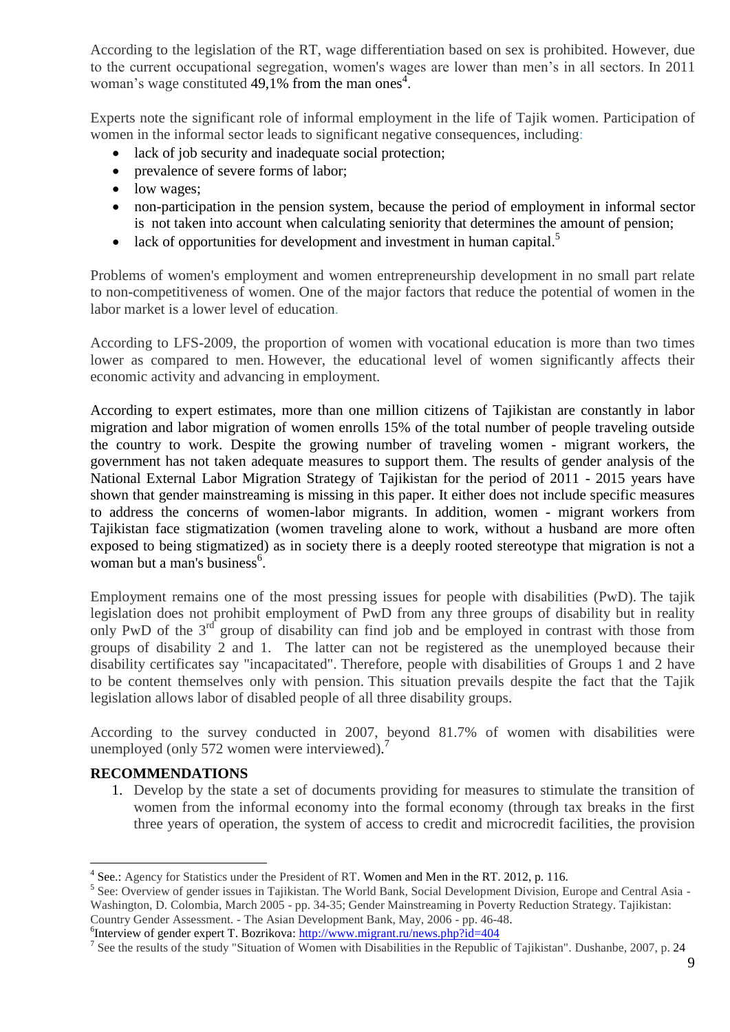According to the legislation of the RT, wage differentiation based on sex is prohibited. However, due to the current occupational segregation, women's wages are lower than men's in all sectors. In 2011 woman's wage constituted 49,1% from the man ones[4].

Experts note the significant role of informal employment in the life of Tajik women. Participation of women in the informal sector leads to significant negative consequences, including:

- lack of job security and inadequate social protection;
- prevalence of severe forms of labor;
- low wages;
- non-participation in the pension system, because the period of employment in informal sector is not taken into account when calculating seniority that determines the amount of pension;
- lack of opportunities for development and investment in human capital.[5]

Problems of women's employment and women entrepreneurship development in no small part relate to non-competitiveness of women. One of the major factors that reduce the potential of women in the labor market is a lower level of education.

According to LFS-2009, the proportion of women with vocational education is more than two times lower as compared to men. However, the educational level of women significantly affects their economic activity and advancing in employment.

According to expert estimates, more than one million citizens of Tajikistan are constantly in labor migration and labor migration of women enrolls 15% of the total number of people traveling outside the country to work. Despite the growing number of traveling women - migrant workers, the government has not taken adequate measures to support them. The results of gender analysis of the National External Labor Migration Strategy of Tajikistan for the period of 2011 - 2015 years have shown that gender mainstreaming is missing in this paper. It either does not include specific measures to address the concerns of women-labor migrants. In addition, women - migrant workers from Tajikistan face stigmatization (women traveling alone to work, without a husband are more often exposed to being stigmatized) as in society there is a deeply rooted stereotype that migration is not a woman but a man's business[6].

Employment remains one of the most pressing issues for people with disabilities (PwD). The tajik legislation does not prohibit employment of PwD from any three groups of disability but in reality only PwD of the 3rd group of disability can find job and be employed in contrast with those from groups of disability 2 and 1. The latter can not be registered as the unemployed because their disability certificates say "incapacitated". Therefore, people with disabilities of Groups 1 and 2 have to be content themselves only with pension. This situation prevails despite the fact that the Tajik legislation allows labor of disabled people of all three disability groups.

According to the survey conducted in 2007, beyond 81.7% of women with disabilities were unemployed (only 572 women were interviewed).[7]

**RECOMMENDATIONS**

1. Develop by the state a set of documents providing for measures to stimulate the transition of women from the informal economy into the formal economy (through tax breaks in the first three years of operation, the system of access to credit and microcredit facilities, the provision

---

[4] See.: Agency for Statistics under the President of RT. Women and Men in the RT. 2012, p. 116.

[5] See: Overview of gender issues in Tajikistan. The World Bank, Social Development Division, Europe and Central Asia - Washington, D. Colombia, March 2005 - pp. 34-35; Gender Mainstreaming in Poverty Reduction Strategy. Tajikistan: Country Gender Assessment. - The Asian Development Bank, May, 2006 - pp. 46-48.

[6] Interview of gender expert T. Bozrikova: http://www.migrant.ru/news.php?id=404

[7] See the results of the study "Situation of Women with Disabilities in the Republic of Tajikistan". Dushanbe, 2007, p. 24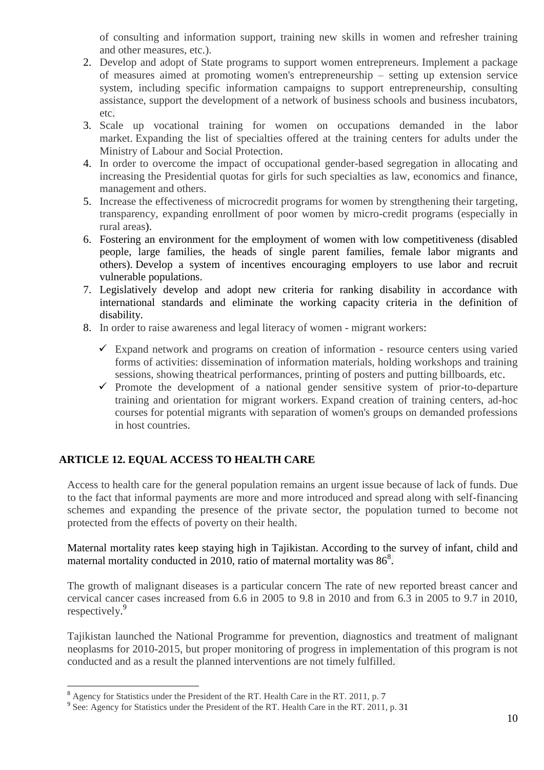of consulting and information support, training new skills in women and refresher training and other measures, etc.).

2. Develop and adopt of State programs to support women entrepreneurs. Implement a package of measures aimed at promoting women's entrepreneurship – setting up extension service system, including specific information campaigns to support entrepreneurship, consulting assistance, support the development of a network of business schools and business incubators, etc.
3. Scale up vocational training for women on occupations demanded in the labor market. Expanding the list of specialties offered at the training centers for adults under the Ministry of Labour and Social Protection.
4. In order to overcome the impact of occupational gender-based segregation in allocating and increasing the Presidential quotas for girls for such specialties as law, economics and finance, management and others.
5. Increase the effectiveness of microcredit programs for women by strengthening their targeting, transparency, expanding enrollment of poor women by micro-credit programs (especially in rural areas).
6. Fostering an environment for the employment of women with low competitiveness (disabled people, large families, the heads of single parent families, female labor migrants and others). Develop a system of incentives encouraging employers to use labor and recruit vulnerable populations.
7. Legislatively develop and adopt new criteria for ranking disability in accordance with international standards and eliminate the working capacity criteria in the definition of disability.
8. In order to raise awareness and legal literacy of women - migrant workers:
   - ✓ Expand network and programs on creation of information - resource centers using varied forms of activities: dissemination of information materials, holding workshops and training sessions, showing theatrical performances, printing of posters and putting billboards, etc.
   - ✓ Promote the development of a national gender sensitive system of prior-to-departure training and orientation for migrant workers. Expand creation of training centers, ad-hoc courses for potential migrants with separation of women's groups on demanded professions in host countries.

## ARTICLE 12. EQUAL ACCESS TO HEALTH CARE

Access to health care for the general population remains an urgent issue because of lack of funds. Due to the fact that informal payments are more and more introduced and spread along with self-financing schemes and expanding the presence of the private sector, the population turned to become not protected from the effects of poverty on their health.

Maternal mortality rates keep staying high in Tajikistan. According to the survey of infant, child and maternal mortality conducted in 2010, ratio of maternal mortality was 86[8].

The growth of malignant diseases is a particular concern The rate of new reported breast cancer and cervical cancer cases increased from 6.6 in 2005 to 9.8 in 2010 and from 6.3 in 2005 to 9.7 in 2010, respectively.[9]

Tajikistan launched the National Programme for prevention, diagnostics and treatment of malignant neoplasms for 2010-2015, but proper monitoring of progress in implementation of this program is not conducted and as a result the planned interventions are not timely fulfilled.

---

[8] Agency for Statistics under the President of the RT. Health Care in the RT. 2011, p. 7

[9] See: Agency for Statistics under the President of the RT. Health Care in the RT. 2011, p. 31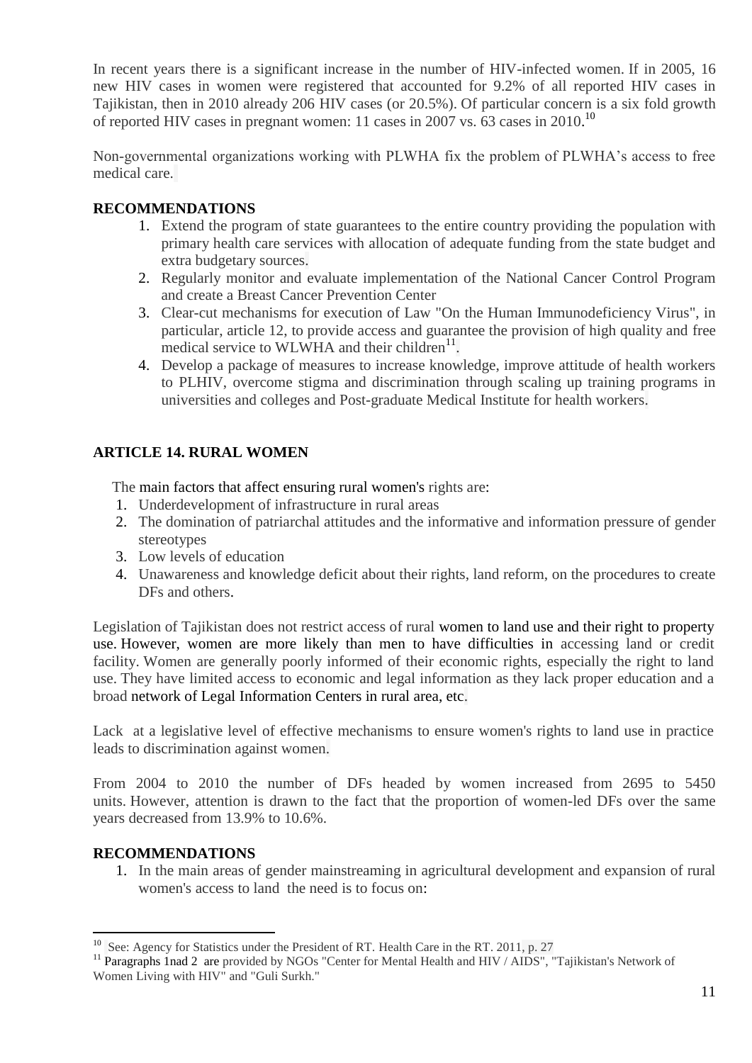In recent years there is a significant increase in the number of HIV-infected women. If in 2005, 16 new HIV cases in women were registered that accounted for 9.2% of all reported HIV cases in Tajikistan, then in 2010 already 206 HIV cases (or 20.5%). Of particular concern is a six fold growth of reported HIV cases in pregnant women: 11 cases in 2007 vs. 63 cases in 2010.[10]

Non-governmental organizations working with PLWHA fix the problem of PLWHA's access to free medical care.

**RECOMMENDATIONS**

1. Extend the program of state guarantees to the entire country providing the population with primary health care services with allocation of adequate funding from the state budget and extra budgetary sources.
2. Regularly monitor and evaluate implementation of the National Cancer Control Program and create a Breast Cancer Prevention Center
3. Clear-cut mechanisms for execution of Law "On the Human Immunodeficiency Virus", in particular, article 12, to provide access and guarantee the provision of high quality and free medical service to WLWHA and their children[11].
4. Develop a package of measures to increase knowledge, improve attitude of health workers to PLHIV, overcome stigma and discrimination through scaling up training programs in universities and colleges and Post-graduate Medical Institute for health workers.

## ARTICLE 14. RURAL WOMEN

The main factors that affect ensuring rural women's rights are:

1. Underdevelopment of infrastructure in rural areas
2. The domination of patriarchal attitudes and the informative and information pressure of gender stereotypes
3. Low levels of education
4. Unawareness and knowledge deficit about their rights, land reform, on the procedures to create DFs and others.

Legislation of Tajikistan does not restrict access of rural women to land use and their right to property use. However, women are more likely than men to have difficulties in accessing land or credit facility. Women are generally poorly informed of their economic rights, especially the right to land use. They have limited access to economic and legal information as they lack proper education and a broad network of Legal Information Centers in rural area, etc.

Lack at a legislative level of effective mechanisms to ensure women's rights to land use in practice leads to discrimination against women.

From 2004 to 2010 the number of DFs headed by women increased from 2695 to 5450 units. However, attention is drawn to the fact that the proportion of women-led DFs over the same years decreased from 13.9% to 10.6%.

**RECOMMENDATIONS**

1. In the main areas of gender mainstreaming in agricultural development and expansion of rural women's access to land the need is to focus on:

---

[10] See: Agency for Statistics under the President of RT. Health Care in the RT. 2011, p. 27

[11] Paragraphs 1nad 2 are provided by NGOs "Center for Mental Health and HIV / AIDS", "Tajikistan's Network of Women Living with HIV" and "Guli Surkh."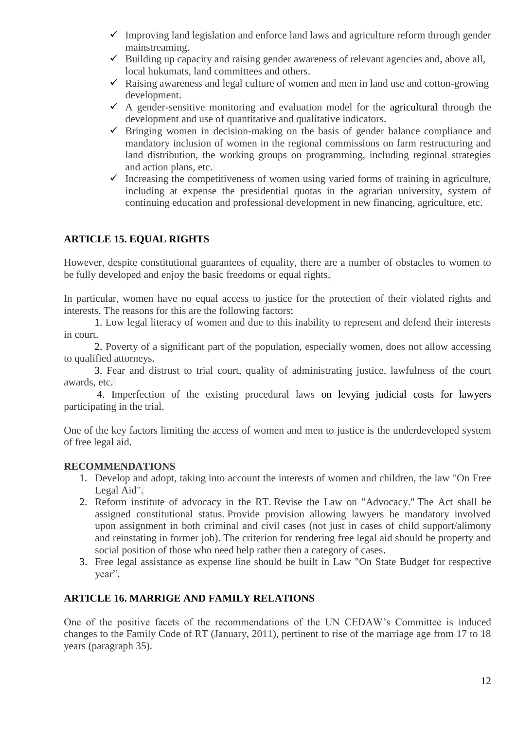- ✓ Improving land legislation and enforce land laws and agriculture reform through gender mainstreaming.
- ✓ Building up capacity and raising gender awareness of relevant agencies and, above all, local hukumats, land committees and others.
- ✓ Raising awareness and legal culture of women and men in land use and cotton-growing development.
- ✓ A gender-sensitive monitoring and evaluation model for the agricultural through the development and use of quantitative and qualitative indicators.
- ✓ Bringing women in decision-making on the basis of gender balance compliance and mandatory inclusion of women in the regional commissions on farm restructuring and land distribution, the working groups on programming, including regional strategies and action plans, etc.
- ✓ Increasing the competitiveness of women using varied forms of training in agriculture, including at expense the presidential quotas in the agrarian university, system of continuing education and professional development in new financing, agriculture, etc.

## ARTICLE 15. EQUAL RIGHTS

However, despite constitutional guarantees of equality, there are a number of obstacles to women to be fully developed and enjoy the basic freedoms or equal rights.

In particular, women have no equal access to justice for the protection of their violated rights and interests. The reasons for this are the following factors:

1. Low legal literacy of women and due to this inability to represent and defend their interests in court.
2. Poverty of a significant part of the population, especially women, does not allow accessing to qualified attorneys.
3. Fear and distrust to trial court, quality of administrating justice, lawfulness of the court awards, etc.
4. Imperfection of the existing procedural laws on levying judicial costs for lawyers participating in the trial.

One of the key factors limiting the access of women and men to justice is the underdeveloped system of free legal aid.

**RECOMMENDATIONS**

1. Develop and adopt, taking into account the interests of women and children, the law "On Free Legal Aid".
2. Reform institute of advocacy in the RT. Revise the Law on "Advocacy." The Act shall be assigned constitutional status. Provide provision allowing lawyers be mandatory involved upon assignment in both criminal and civil cases (not just in cases of child support/alimony and reinstating in former job). The criterion for rendering free legal aid should be property and social position of those who need help rather then a category of cases.
3. Free legal assistance as expense line should be built in Law "On State Budget for respective year".

## ARTICLE 16. MARRIGE AND FAMILY RELATIONS

One of the positive facets of the recommendations of the UN CEDAW's Committee is induced changes to the Family Code of RT (January, 2011), pertinent to rise of the marriage age from 17 to 18 years (paragraph 35).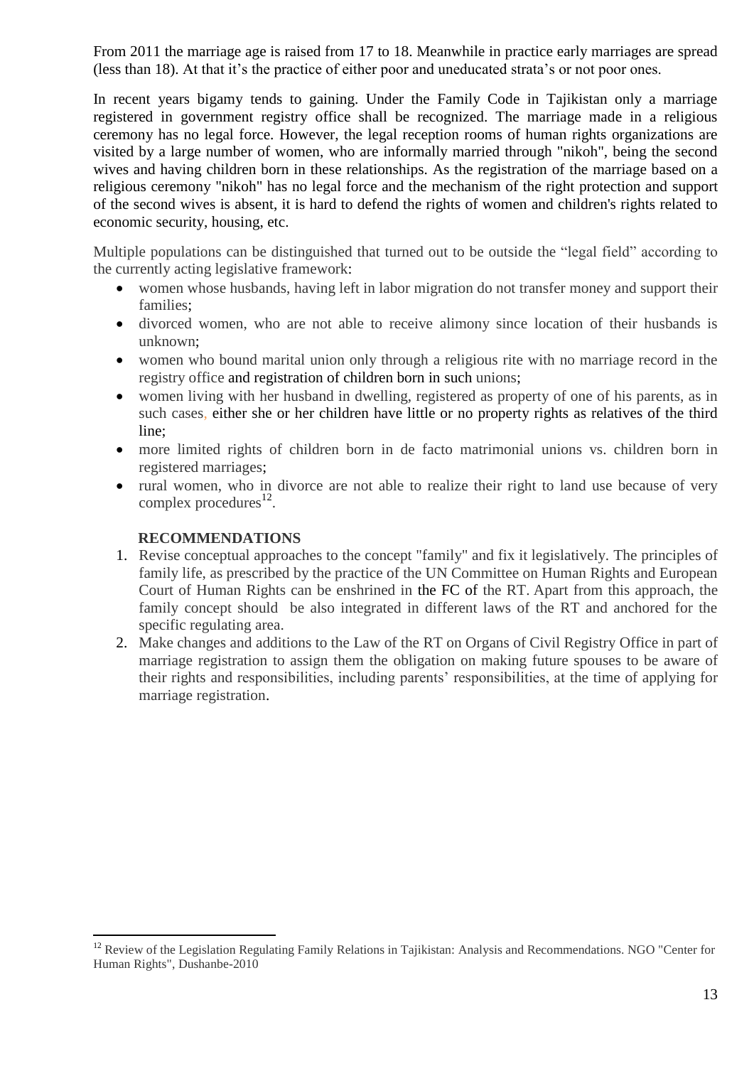From 2011 the marriage age is raised from 17 to 18. Meanwhile in practice early marriages are spread (less than 18). At that it's the practice of either poor and uneducated strata's or not poor ones.

In recent years bigamy tends to gaining. Under the Family Code in Tajikistan only a marriage registered in government registry office shall be recognized. The marriage made in a religious ceremony has no legal force. However, the legal reception rooms of human rights organizations are visited by a large number of women, who are informally married through "nikoh", being the second wives and having children born in these relationships. As the registration of the marriage based on a religious ceremony "nikoh" has no legal force and the mechanism of the right protection and support of the second wives is absent, it is hard to defend the rights of women and children's rights related to economic security, housing, etc.

Multiple populations can be distinguished that turned out to be outside the "legal field" according to the currently acting legislative framework:

- women whose husbands, having left in labor migration do not transfer money and support their families;
- divorced women, who are not able to receive alimony since location of their husbands is unknown;
- women who bound marital union only through a religious rite with no marriage record in the registry office and registration of children born in such unions;
- women living with her husband in dwelling, registered as property of one of his parents, as in such cases, either she or her children have little or no property rights as relatives of the third line;
- more limited rights of children born in de facto matrimonial unions vs. children born in registered marriages;
- rural women, who in divorce are not able to realize their right to land use because of very complex procedures[12].

## RECOMMENDATIONS

1. Revise conceptual approaches to the concept "family" and fix it legislatively. The principles of family life, as prescribed by the practice of the UN Committee on Human Rights and European Court of Human Rights can be enshrined in the FC of the RT. Apart from this approach, the family concept should be also integrated in different laws of the RT and anchored for the specific regulating area.
2. Make changes and additions to the Law of the RT on Organs of Civil Registry Office in part of marriage registration to assign them the obligation on making future spouses to be aware of their rights and responsibilities, including parents' responsibilities, at the time of applying for marriage registration.

---

[12] Review of the Legislation Regulating Family Relations in Tajikistan: Analysis and Recommendations. NGO "Center for Human Rights", Dushanbe-2010